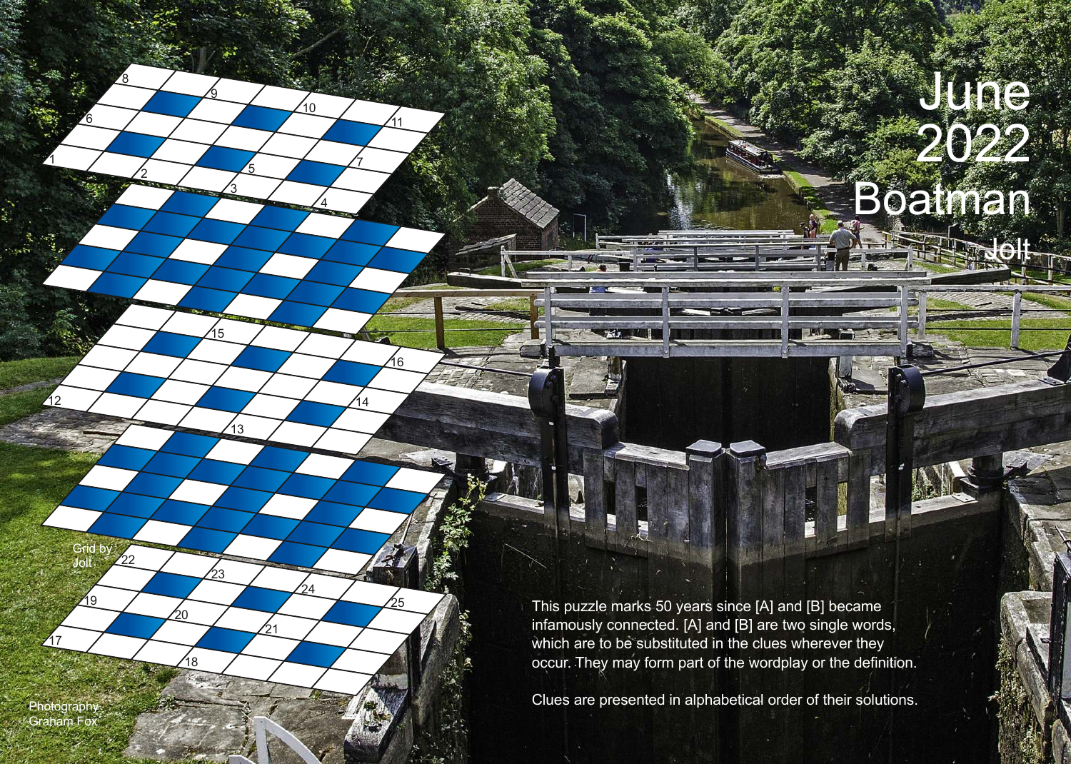# June 2022 Boatman

Jolt

This puzzle marks 50 years since [A] and [B] became infamously connected. [A] and [B] are two single words, which are to be substituted in the clues wherever they occur. They may form part of the wordplay or the definition.

Clues are presented in alphabetical order of their solutions.

Grid by Jolt

Photography Graham Fox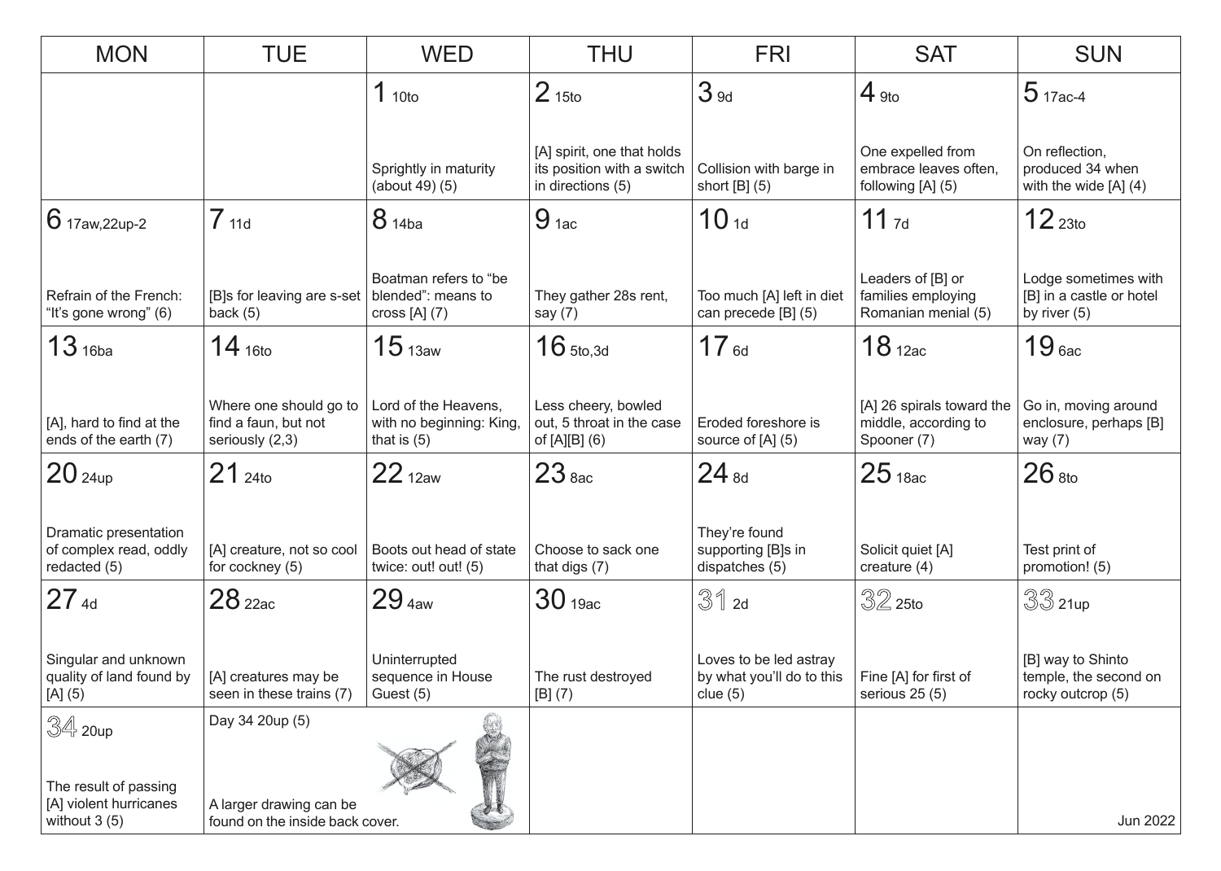| MON | TUE | WED | THU | FRI | SAT | SUN |
|---|---|---|---|---|---|---|
| | | 1 10to<br><br>Sprightly in maturity (about 49) (5) | 2 15to<br><br>[A] spirit, one that holds its position with a switch in directions (5) | 3 9d<br><br>Collision with barge in short [B] (5) | 4 9to<br><br>One expelled from embrace leaves often, following [A] (5) | 5 17ac-4<br><br>On reflection, produced 34 when with the wide [A] (4) |
| 6 17aw,22up-2<br><br>Refrain of the French: "It's gone wrong" (6) | 7 11d<br><br>[B]s for leaving are s-set back (5) | 8 14ba<br><br>Boatman refers to "be blended": means to cross [A] (7) | 9 1ac<br><br>They gather 28s rent, say (7) | 10 1d<br><br>Too much [A] left in diet can precede [B] (5) | 11 7d<br><br>Leaders of [B] or families employing Romanian menial (5) | 12 23to<br><br>Lodge sometimes with [B] in a castle or hotel by river (5) |
| 13 16ba<br><br>[A], hard to find at the ends of the earth (7) | 14 16to<br><br>Where one should go to find a faun, but not seriously (2,3) | 15 13aw<br><br>Lord of the Heavens, with no beginning: King, that is (5) | 16 5to,3d<br><br>Less cheery, bowled out, 5 throat in the case of [A][B] (6) | 17 6d<br><br>Eroded foreshore is source of [A] (5) | 18 12ac<br><br>[A] 26 spirals toward the middle, according to Spooner (7) | 19 6ac<br><br>Go in, moving around enclosure, perhaps [B] way (7) |
| 20 24up<br><br>Dramatic presentation of complex read, oddly redacted (5) | 21 24to<br><br>[A] creature, not so cool for cockney (5) | 22 12aw<br><br>Boots out head of state twice: out! out! (5) | 23 8ac<br><br>Choose to sack one that digs (7) | 24 8d<br><br>They're found supporting [B]s in dispatches (5) | 25 18ac<br><br>Solicit quiet [A] creature (4) | 26 8to<br><br>Test print of promotion! (5) |
| 27 4d<br><br>Singular and unknown quality of land found by [A] (5) | 28 22ac<br><br>[A] creatures may be seen in these trains (7) | 29 4aw<br><br>Uninterrupted sequence in House Guest (5) | 30 19ac<br><br>The rust destroyed [B] (7) | 31 2d<br><br>Loves to be led astray by what you'll do to this clue (5) | 32 25to<br><br>Fine [A] for first of serious 25 (5) | 33 21up<br><br>[B] way to Shinto temple, the second on rocky outcrop (5) |
| 34 20up<br><br>The result of passing [A] violent hurricanes without 3 (5) | Day 34 20up (5)<br><br>A larger drawing can be found on the inside back cover. | | | | | Jun 2022 |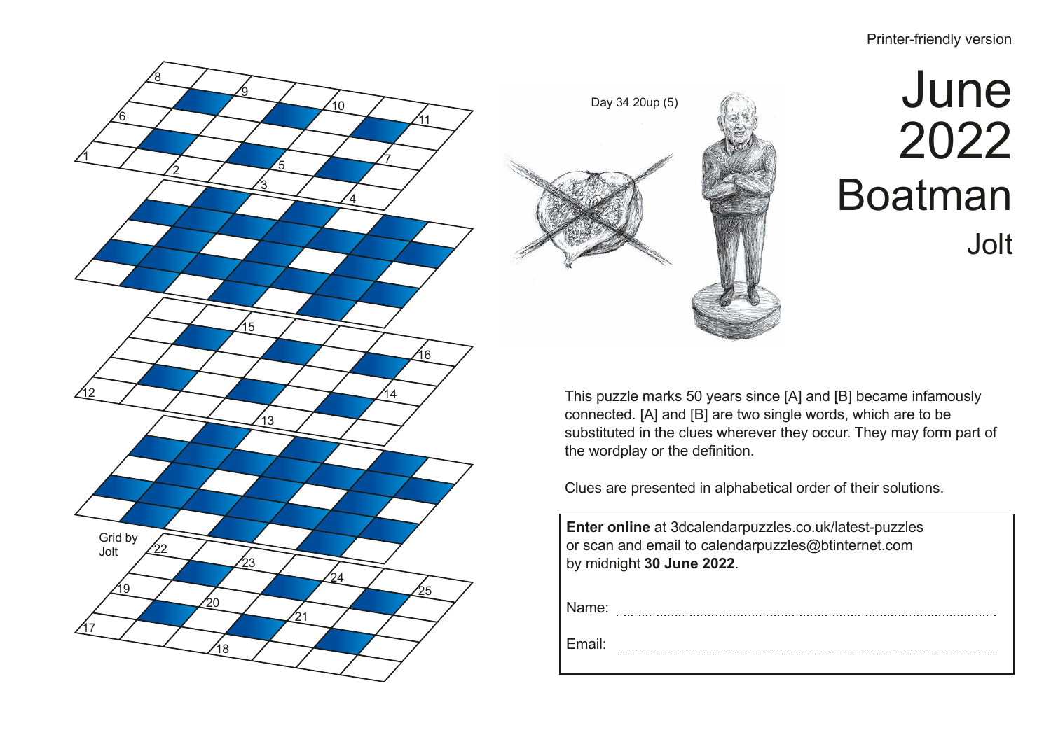Printer-friendly version

# June 2022 Boatman

## Jolt

Day 34 20up (5)

Grid by Jolt

This puzzle marks 50 years since [A] and [B] became infamously connected. [A] and [B] are two single words, which are to be substituted in the clues wherever they occur. They may form part of the wordplay or the definition.

Clues are presented in alphabetical order of their solutions.

**Enter online** at 3dcalendarpuzzles.co.uk/latest-puzzles
or scan and email to calendarpuzzles@btinternet.com
by midnight **30 June 2022**.

Name: ..............................

Email: ..............................